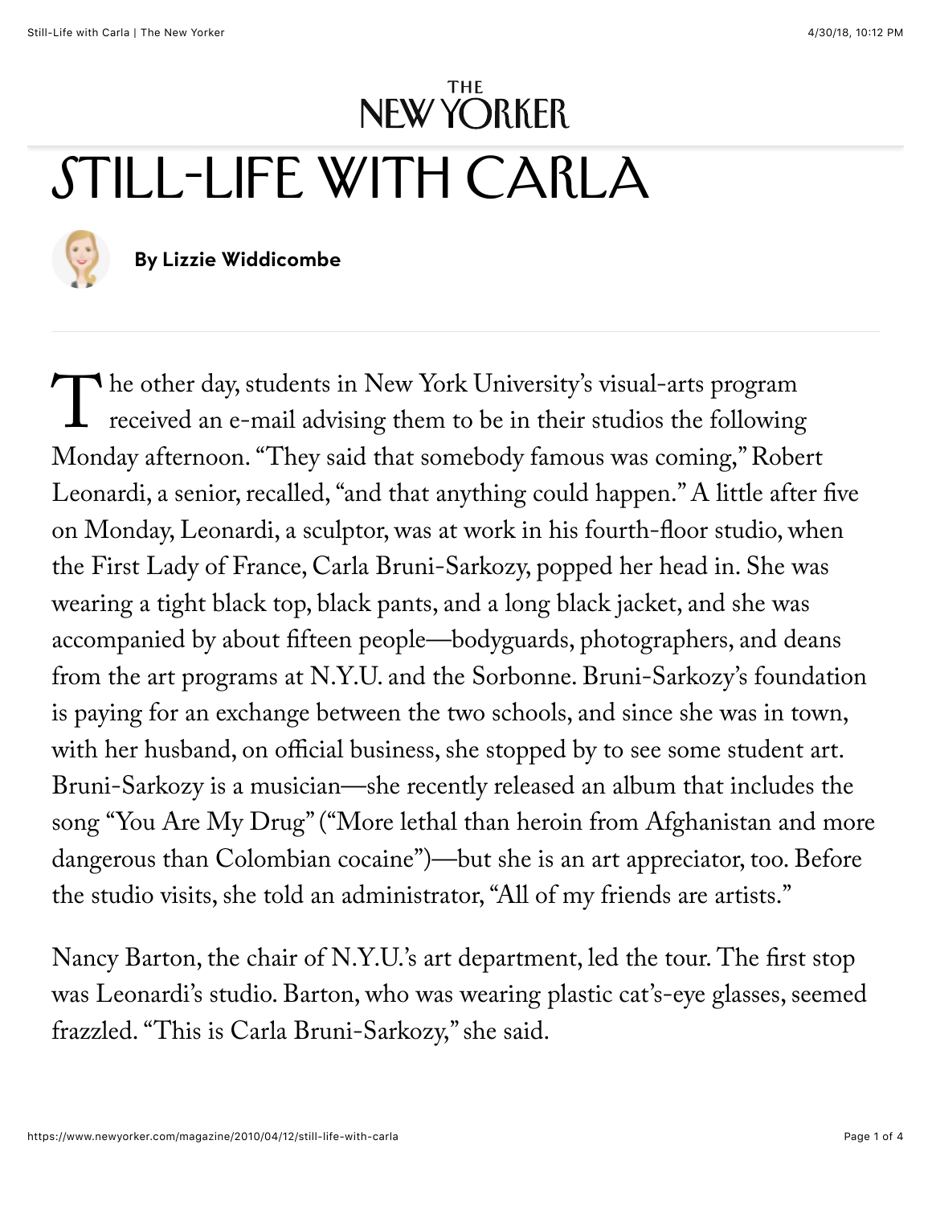# STILL-LIFE WITH CARLA

**By Lizzie Widdicombe**

The other day, students in New York University's visual-arts program received an e-mail advising them to be in their studios the following Monday afternoon. "They said that somebody famous was coming," Robert Leonardi, a senior, recalled, "and that anything could happen." A little after five on Monday, Leonardi, a sculptor, was at work in his fourth-floor studio, when the First Lady of France, Carla Bruni-Sarkozy, popped her head in. She was wearing a tight black top, black pants, and a long black jacket, and she was accompanied by about fifteen people—bodyguards, photographers, and deans from the art programs at N.Y.U. and the Sorbonne. Bruni-Sarkozy's foundation is paying for an exchange between the two schools, and since she was in town, with her husband, on official business, she stopped by to see some student art. Bruni-Sarkozy is a musician—she recently released an album that includes the song "You Are My Drug" ("More lethal than heroin from Afghanistan and more dangerous than Colombian cocaine")—but she is an art appreciator, too. Before the studio visits, she told an administrator, "All of my friends are artists."

Nancy Barton, the chair of N.Y.U.'s art department, led the tour. The first stop was Leonardi's studio. Barton, who was wearing plastic cat's-eye glasses, seemed frazzled. "This is Carla Bruni-Sarkozy," she said.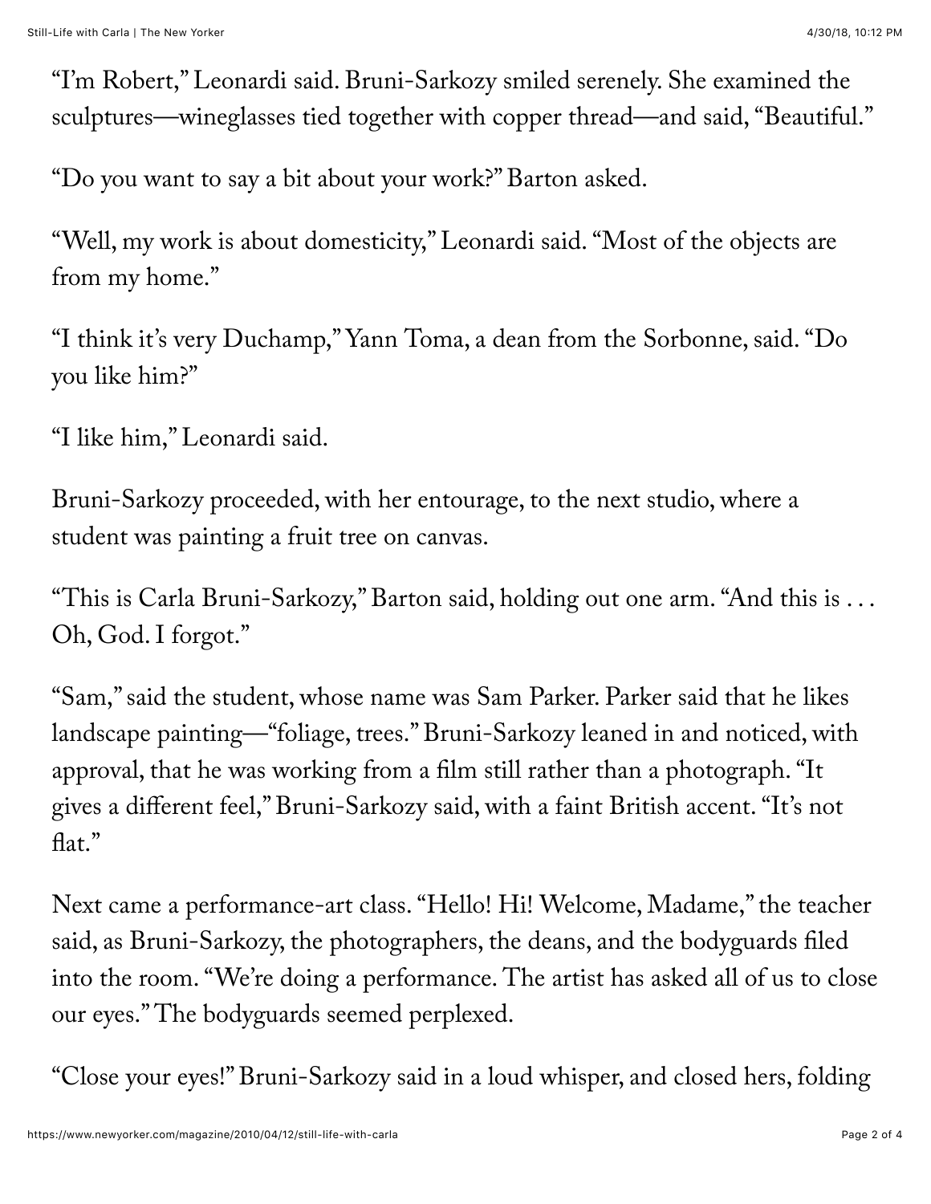"I'm Robert," Leonardi said. Bruni-Sarkozy smiled serenely. She examined the sculptures—wineglasses tied together with copper thread—and said, "Beautiful."

"Do you want to say a bit about your work?" Barton asked.

"Well, my work is about domesticity," Leonardi said. "Most of the objects are from my home."

"I think it's very Duchamp," Yann Toma, a dean from the Sorbonne, said. "Do you like him?"

"I like him," Leonardi said.

Bruni-Sarkozy proceeded, with her entourage, to the next studio, where a student was painting a fruit tree on canvas.

"This is Carla Bruni-Sarkozy," Barton said, holding out one arm. "And this is . . . Oh, God. I forgot."

"Sam," said the student, whose name was Sam Parker. Parker said that he likes landscape painting—"foliage, trees." Bruni-Sarkozy leaned in and noticed, with approval, that he was working from a film still rather than a photograph. "It gives a different feel," Bruni-Sarkozy said, with a faint British accent. "It's not flat."

Next came a performance-art class. "Hello! Hi! Welcome, Madame," the teacher said, as Bruni-Sarkozy, the photographers, the deans, and the bodyguards filed into the room. "We're doing a performance. The artist has asked all of us to close our eyes." The bodyguards seemed perplexed.

"Close your eyes!" Bruni-Sarkozy said in a loud whisper, and closed hers, folding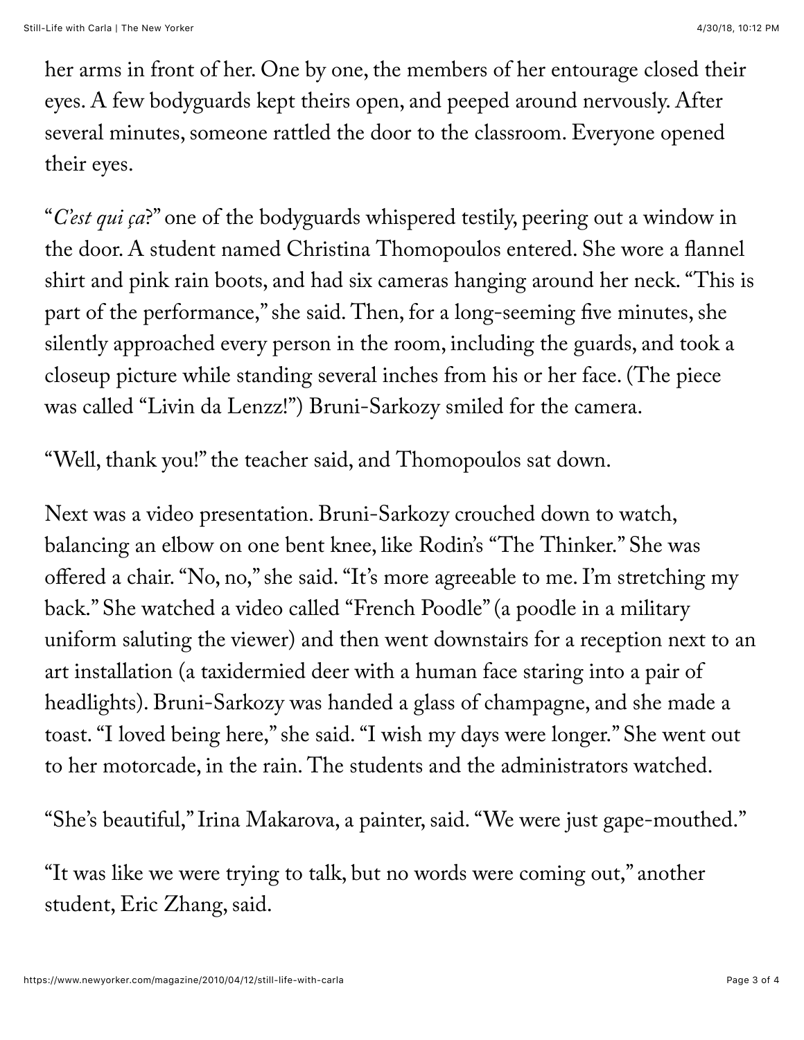her arms in front of her. One by one, the members of her entourage closed their eyes. A few bodyguards kept theirs open, and peeped around nervously. After several minutes, someone rattled the door to the classroom. Everyone opened their eyes.

"*C'est qui ça*?" one of the bodyguards whispered testily, peering out a window in the door. A student named Christina Thomopoulos entered. She wore a flannel shirt and pink rain boots, and had six cameras hanging around her neck. "This is part of the performance," she said. Then, for a long-seeming five minutes, she silently approached every person in the room, including the guards, and took a closeup picture while standing several inches from his or her face. (The piece was called "Livin da Lenzz!") Bruni-Sarkozy smiled for the camera.

"Well, thank you!" the teacher said, and Thomopoulos sat down.

Next was a video presentation. Bruni-Sarkozy crouched down to watch, balancing an elbow on one bent knee, like Rodin's "The Thinker." She was offered a chair. "No, no," she said. "It's more agreeable to me. I'm stretching my back." She watched a video called "French Poodle" (a poodle in a military uniform saluting the viewer) and then went downstairs for a reception next to an art installation (a taxidermied deer with a human face staring into a pair of headlights). Bruni-Sarkozy was handed a glass of champagne, and she made a toast. "I loved being here," she said. "I wish my days were longer." She went out to her motorcade, in the rain. The students and the administrators watched.

"She's beautiful," Irina Makarova, a painter, said. "We were just gape-mouthed."

"It was like we were trying to talk, but no words were coming out," another student, Eric Zhang, said.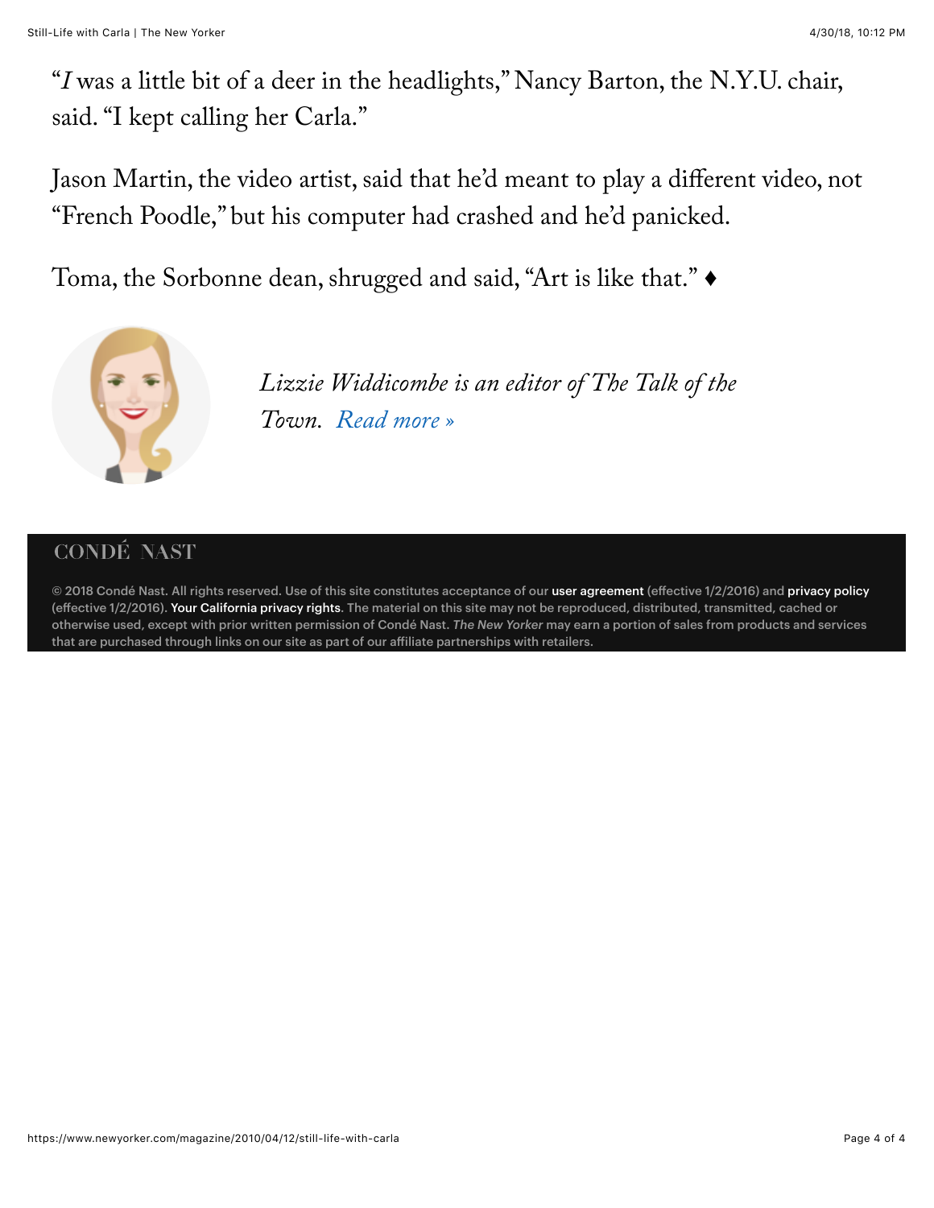"*I* was a little bit of a deer in the headlights," Nancy Barton, the N.Y.U. chair, said. "I kept calling her Carla."

Jason Martin, the video artist, said that he'd meant to play a different video, not "French Poodle," but his computer had crashed and he'd panicked.

Toma, the Sorbonne dean, shrugged and said, "Art is like that." ♦

*Lizzie Widdicombe is an editor of The Talk of the Town. Read more »*

CONDÉ NAST

© 2018 Condé Nast. All rights reserved. Use of this site constitutes acceptance of our user agreement (effective 1/2/2016) and privacy policy (effective 1/2/2016). Your California privacy rights. The material on this site may not be reproduced, distributed, transmitted, cached or otherwise used, except with prior written permission of Condé Nast. *The New Yorker* may earn a portion of sales from products and services that are purchased through links on our site as part of our affiliate partnerships with retailers.